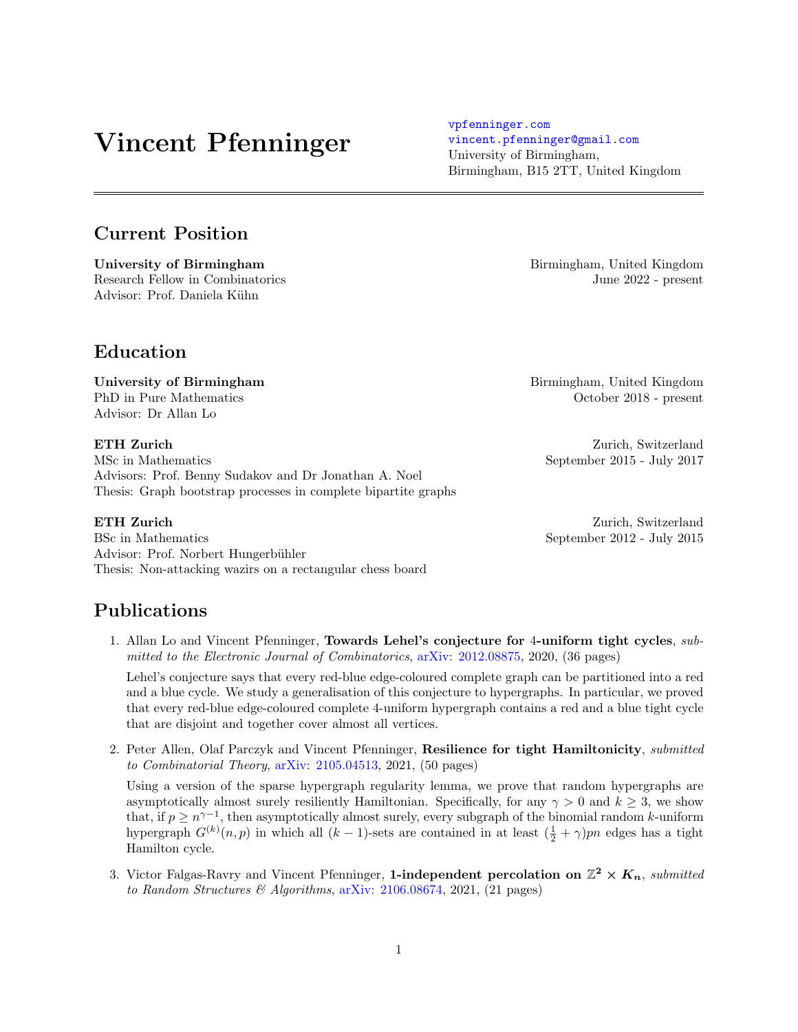# Vincent Pfenninger

vpfenninger.com
vincent.pfenninger@gmail.com
University of Birmingham,
Birmingham, B15 2TT, United Kingdom

## Current Position

**University of Birmingham** — Birmingham, United Kingdom
Research Fellow in Combinatorics — June 2022 - present
Advisor: Prof. Daniela Kühn

## Education

**University of Birmingham** — Birmingham, United Kingdom
PhD in Pure Mathematics — October 2018 - present
Advisor: Dr Allan Lo

**ETH Zurich** — Zurich, Switzerland
MSc in Mathematics — September 2015 - July 2017
Advisors: Prof. Benny Sudakov and Dr Jonathan A. Noel
Thesis: Graph bootstrap processes in complete bipartite graphs

**ETH Zurich** — Zurich, Switzerland
BSc in Mathematics — September 2012 - July 2015
Advisor: Prof. Norbert Hungerbühler
Thesis: Non-attacking wazirs on a rectangular chess board

## Publications

1. Allan Lo and Vincent Pfenninger, **Towards Lehel's conjecture for 4-uniform tight cycles**, *submitted to the Electronic Journal of Combinatorics*, arXiv: 2012.08875, 2020, (36 pages)

   Lehel's conjecture says that every red-blue edge-coloured complete graph can be partitioned into a red and a blue cycle. We study a generalisation of this conjecture to hypergraphs. In particular, we proved that every red-blue edge-coloured complete 4-uniform hypergraph contains a red and a blue tight cycle that are disjoint and together cover almost all vertices.

2. Peter Allen, Olaf Parczyk and Vincent Pfenninger, **Resilience for tight Hamiltonicity**, *submitted to Combinatorial Theory*, arXiv: 2105.04513, 2021, (50 pages)

   Using a version of the sparse hypergraph regularity lemma, we prove that random hypergraphs are asymptotically almost surely resiliently Hamiltonian. Specifically, for any $\gamma > 0$ and $k \geq 3$, we show that, if $p \geq n^{\gamma-1}$, then asymptotically almost surely, every subgraph of the binomial random $k$-uniform hypergraph $G^{(k)}(n,p)$ in which all $(k-1)$-sets are contained in at least $(\frac{1}{2}+\gamma)pn$ edges has a tight Hamilton cycle.

3. Victor Falgas-Ravry and Vincent Pfenninger, **1-independent percolation on $\mathbb{Z}^2 \times K_n$**, *submitted to Random Structures & Algorithms*, arXiv: 2106.08674, 2021, (21 pages)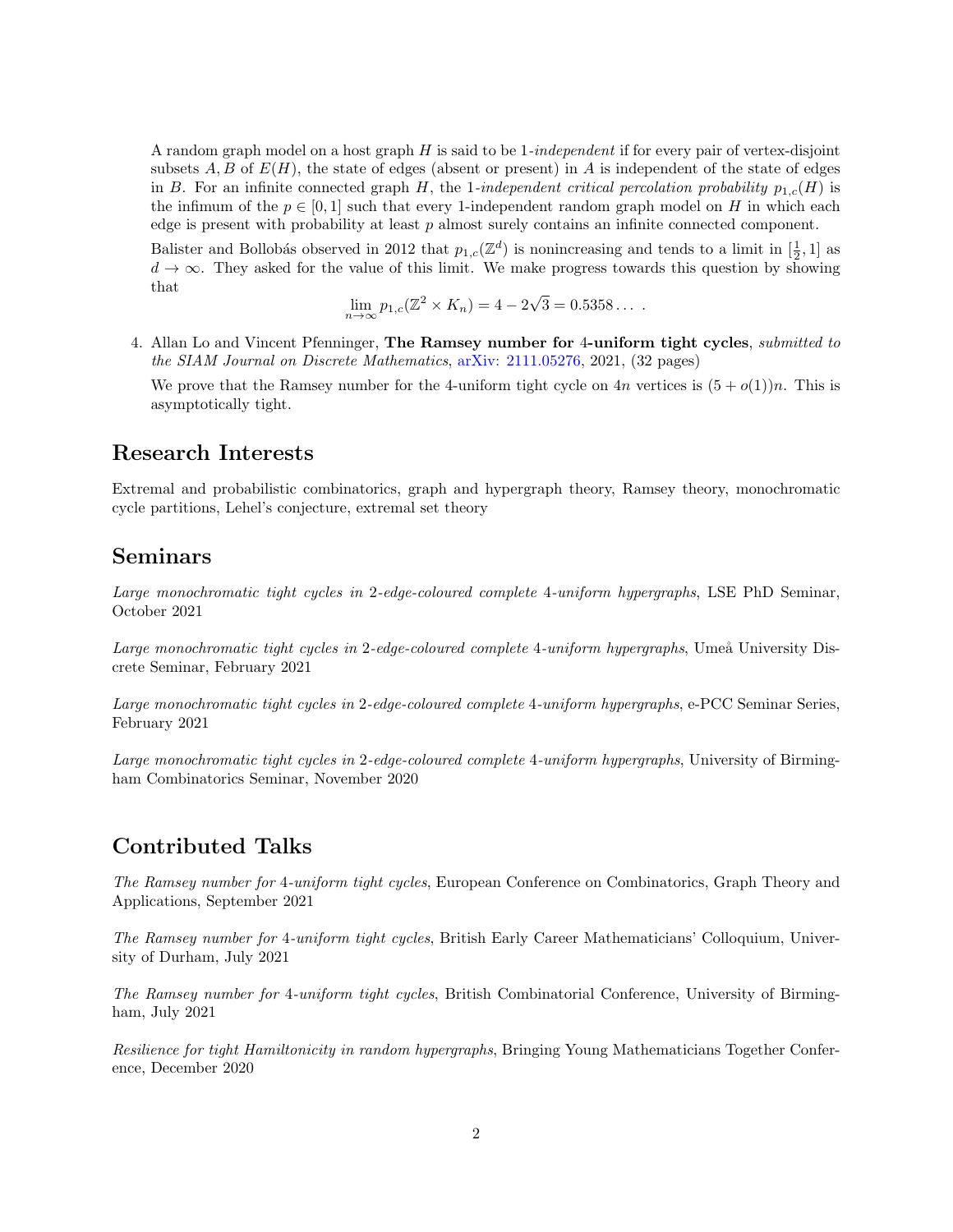A random graph model on a host graph $H$ is said to be 1-*independent* if for every pair of vertex-disjoint subsets $A, B$ of $E(H)$, the state of edges (absent or present) in $A$ is independent of the state of edges in $B$. For an infinite connected graph $H$, the 1-*independent critical percolation probability* $p_{1,c}(H)$ is the infimum of the $p \in [0,1]$ such that every 1-independent random graph model on $H$ in which each edge is present with probability at least $p$ almost surely contains an infinite connected component.

Balister and Bollobás observed in 2012 that $p_{1,c}(\mathbb{Z}^d)$ is nonincreasing and tends to a limit in $[\frac{1}{2}, 1]$ as $d \to \infty$. They asked for the value of this limit. We make progress towards this question by showing that

$$\lim_{n\to\infty} p_{1,c}(\mathbb{Z}^2 \times K_n) = 4 - 2\sqrt{3} = 0.5358\ldots \;.$$

4. Allan Lo and Vincent Pfenninger, **The Ramsey number for 4-uniform tight cycles**, *submitted to the SIAM Journal on Discrete Mathematics*, arXiv: 2111.05276, 2021, (32 pages)

   We prove that the Ramsey number for the 4-uniform tight cycle on $4n$ vertices is $(5 + o(1))n$. This is asymptotically tight.

## Research Interests

Extremal and probabilistic combinatorics, graph and hypergraph theory, Ramsey theory, monochromatic cycle partitions, Lehel's conjecture, extremal set theory

## Seminars

*Large monochromatic tight cycles in 2-edge-coloured complete 4-uniform hypergraphs*, LSE PhD Seminar, October 2021

*Large monochromatic tight cycles in 2-edge-coloured complete 4-uniform hypergraphs*, Umeå University Discrete Seminar, February 2021

*Large monochromatic tight cycles in 2-edge-coloured complete 4-uniform hypergraphs*, e-PCC Seminar Series, February 2021

*Large monochromatic tight cycles in 2-edge-coloured complete 4-uniform hypergraphs*, University of Birmingham Combinatorics Seminar, November 2020

## Contributed Talks

*The Ramsey number for 4-uniform tight cycles*, European Conference on Combinatorics, Graph Theory and Applications, September 2021

*The Ramsey number for 4-uniform tight cycles*, British Early Career Mathematicians' Colloquium, University of Durham, July 2021

*The Ramsey number for 4-uniform tight cycles*, British Combinatorial Conference, University of Birmingham, July 2021

*Resilience for tight Hamiltonicity in random hypergraphs*, Bringing Young Mathematicians Together Conference, December 2020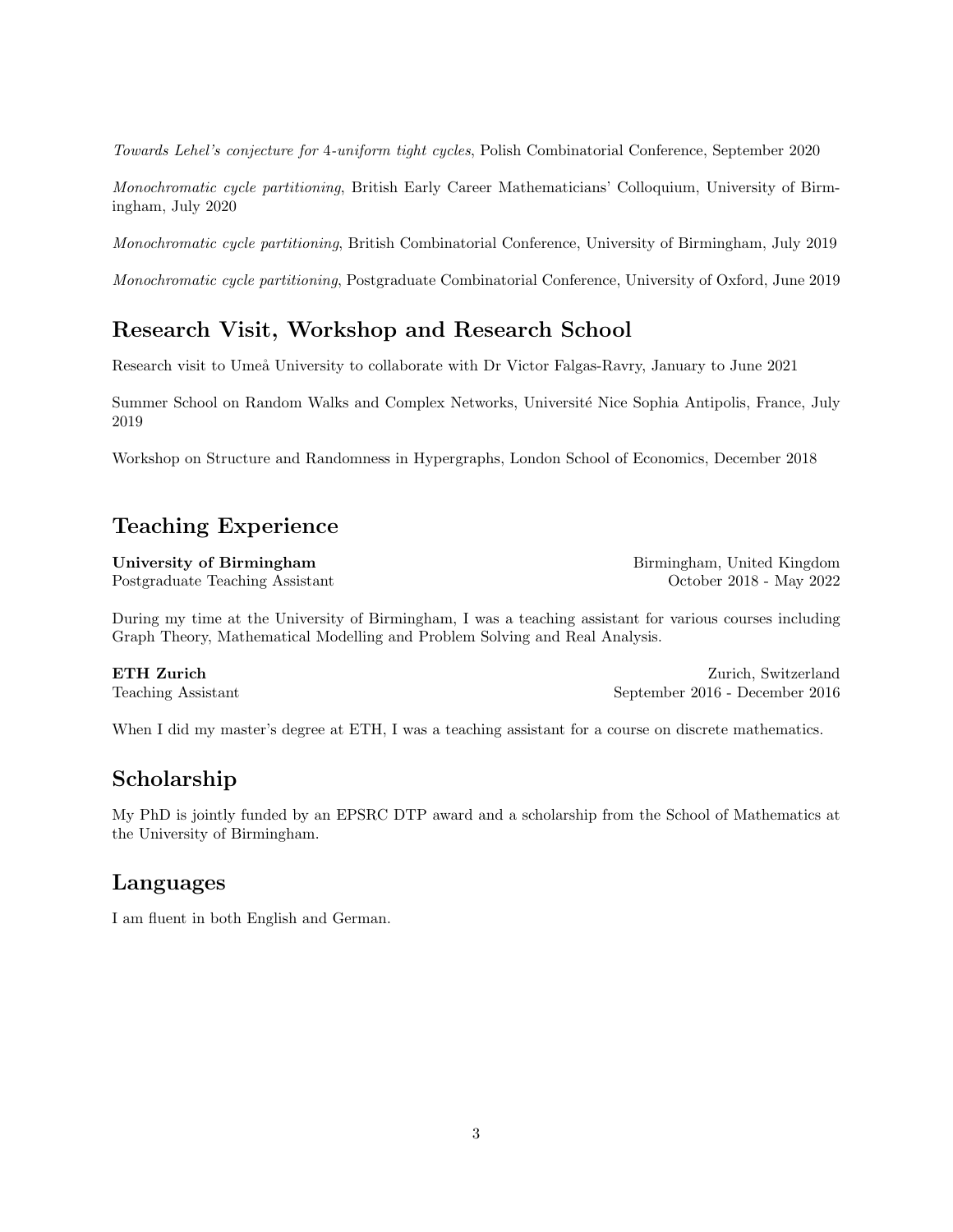*Towards Lehel's conjecture for 4-uniform tight cycles*, Polish Combinatorial Conference, September 2020

*Monochromatic cycle partitioning*, British Early Career Mathematicians' Colloquium, University of Birmingham, July 2020

*Monochromatic cycle partitioning*, British Combinatorial Conference, University of Birmingham, July 2019

*Monochromatic cycle partitioning*, Postgraduate Combinatorial Conference, University of Oxford, June 2019

## Research Visit, Workshop and Research School

Research visit to Umeå University to collaborate with Dr Victor Falgas-Ravry, January to June 2021

Summer School on Random Walks and Complex Networks, Université Nice Sophia Antipolis, France, July 2019

Workshop on Structure and Randomness in Hypergraphs, London School of Economics, December 2018

## Teaching Experience

**University of Birmingham** — Birmingham, United Kingdom
Postgraduate Teaching Assistant — October 2018 - May 2022

During my time at the University of Birmingham, I was a teaching assistant for various courses including Graph Theory, Mathematical Modelling and Problem Solving and Real Analysis.

**ETH Zurich** — Zurich, Switzerland
Teaching Assistant — September 2016 - December 2016

When I did my master's degree at ETH, I was a teaching assistant for a course on discrete mathematics.

## Scholarship

My PhD is jointly funded by an EPSRC DTP award and a scholarship from the School of Mathematics at the University of Birmingham.

## Languages

I am fluent in both English and German.